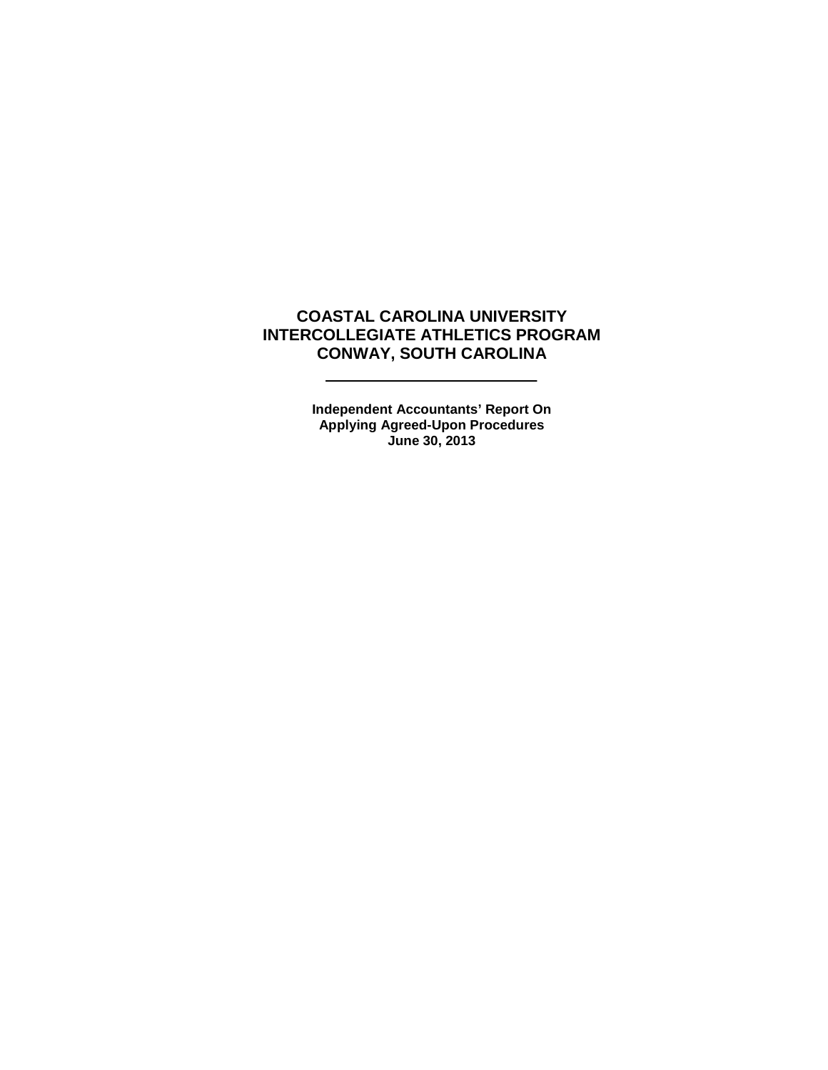# COASTAL CAROLINA UNIVERSITY
# INTERCOLLEGIATE ATHLETICS PROGRAM
# CONWAY, SOUTH CAROLINA

---

**Independent Accountants' Report On**
**Applying Agreed-Upon Procedures**
**June 30, 2013**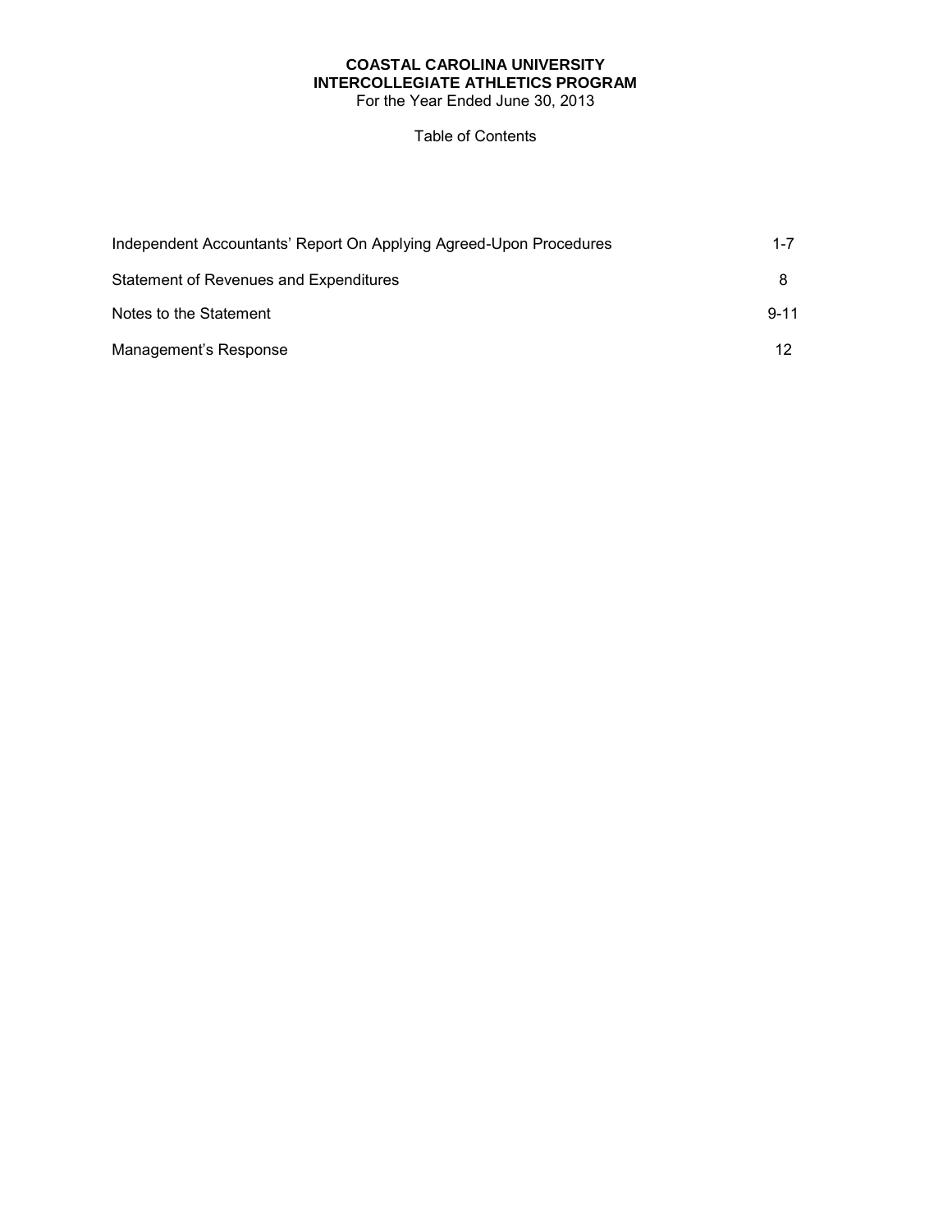# COASTAL CAROLINA UNIVERSITY
## INTERCOLLEGIATE ATHLETICS PROGRAM
For the Year Ended June 30, 2013

Table of Contents

| | |
|---|---|
| Independent Accountants' Report On Applying Agreed-Upon Procedures | 1-7 |
| Statement of Revenues and Expenditures | 8 |
| Notes to the Statement | 9-11 |
| Management's Response | 12 |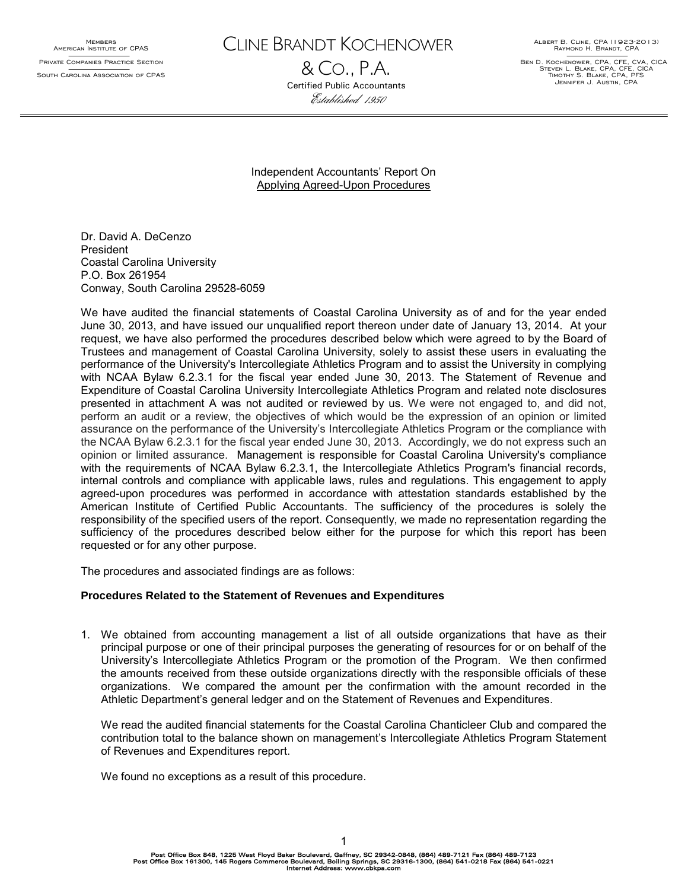MEMBERS
AMERICAN INSTITUTE OF CPAS

PRIVATE COMPANIES PRACTICE SECTION

SOUTH CAROLINA ASSOCIATION OF CPAS

# CLINE BRANDT KOCHENOWER & CO., P.A.

Certified Public Accountants

*Established 1950*

ALBERT B. CLINE, CPA (1923-2013)
RAYMOND H. BRANDT, CPA

BEN D. KOCHENOWER, CPA, CFE, CVA, CICA
STEVEN L. BLAKE, CPA, CFE, CICA
TIMOTHY S. BLAKE, CPA, PFS
JENNIFER J. AUSTIN, CPA

Independent Accountants' Report On
Applying Agreed-Upon Procedures

Dr. David A. DeCenzo
President
Coastal Carolina University
P.O. Box 261954
Conway, South Carolina 29528-6059

We have audited the financial statements of Coastal Carolina University as of and for the year ended June 30, 2013, and have issued our unqualified report thereon under date of January 13, 2014. At your request, we have also performed the procedures described below which were agreed to by the Board of Trustees and management of Coastal Carolina University, solely to assist these users in evaluating the performance of the University's Intercollegiate Athletics Program and to assist the University in complying with NCAA Bylaw 6.2.3.1 for the fiscal year ended June 30, 2013. The Statement of Revenue and Expenditure of Coastal Carolina University Intercollegiate Athletics Program and related note disclosures presented in attachment A was not audited or reviewed by us. We were not engaged to, and did not, perform an audit or a review, the objectives of which would be the expression of an opinion or limited assurance on the performance of the University's Intercollegiate Athletics Program or the compliance with the NCAA Bylaw 6.2.3.1 for the fiscal year ended June 30, 2013. Accordingly, we do not express such an opinion or limited assurance. Management is responsible for Coastal Carolina University's compliance with the requirements of NCAA Bylaw 6.2.3.1, the Intercollegiate Athletics Program's financial records, internal controls and compliance with applicable laws, rules and regulations. This engagement to apply agreed-upon procedures was performed in accordance with attestation standards established by the American Institute of Certified Public Accountants. The sufficiency of the procedures is solely the responsibility of the specified users of the report. Consequently, we made no representation regarding the sufficiency of the procedures described below either for the purpose for which this report has been requested or for any other purpose.

The procedures and associated findings are as follows:

**Procedures Related to the Statement of Revenues and Expenditures**

1. We obtained from accounting management a list of all outside organizations that have as their principal purpose or one of their principal purposes the generating of resources for or on behalf of the University's Intercollegiate Athletics Program or the promotion of the Program. We then confirmed the amounts received from these outside organizations directly with the responsible officials of these organizations. We compared the amount per the confirmation with the amount recorded in the Athletic Department's general ledger and on the Statement of Revenues and Expenditures.

   We read the audited financial statements for the Coastal Carolina Chanticleer Club and compared the contribution total to the balance shown on management's Intercollegiate Athletics Program Statement of Revenues and Expenditures report.

   We found no exceptions as a result of this procedure.

Post Office Box 848, 1225 West Floyd Baker Boulevard, Gaffney, SC 29342-0848, (864) 489-7121 Fax (864) 489-7123
Post Office Box 161300, 145 Rogers Commerce Boulevard, Boiling Springs, SC 29316-1300, (864) 541-0218 Fax (864) 541-0221
Internet Address: www.cbkpa.com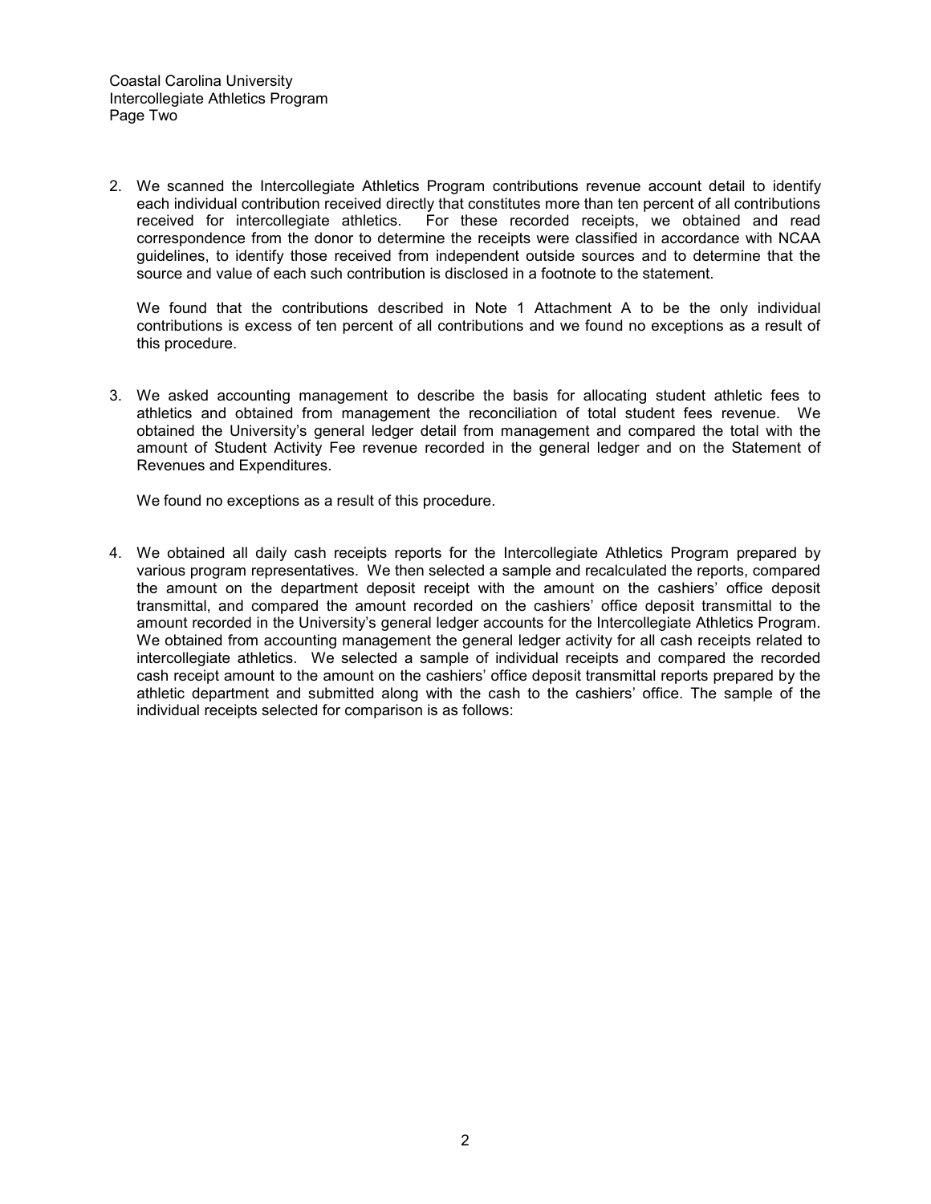2. We scanned the Intercollegiate Athletics Program contributions revenue account detail to identify each individual contribution received directly that constitutes more than ten percent of all contributions received for intercollegiate athletics. For these recorded receipts, we obtained and read correspondence from the donor to determine the receipts were classified in accordance with NCAA guidelines, to identify those received from independent outside sources and to determine that the source and value of each such contribution is disclosed in a footnote to the statement.

   We found that the contributions described in Note 1 Attachment A to be the only individual contributions is excess of ten percent of all contributions and we found no exceptions as a result of this procedure.

3. We asked accounting management to describe the basis for allocating student athletic fees to athletics and obtained from management the reconciliation of total student fees revenue. We obtained the University's general ledger detail from management and compared the total with the amount of Student Activity Fee revenue recorded in the general ledger and on the Statement of Revenues and Expenditures.

   We found no exceptions as a result of this procedure.

4. We obtained all daily cash receipts reports for the Intercollegiate Athletics Program prepared by various program representatives. We then selected a sample and recalculated the reports, compared the amount on the department deposit receipt with the amount on the cashiers' office deposit transmittal, and compared the amount recorded on the cashiers' office deposit transmittal to the amount recorded in the University's general ledger accounts for the Intercollegiate Athletics Program. We obtained from accounting management the general ledger activity for all cash receipts related to intercollegiate athletics. We selected a sample of individual receipts and compared the recorded cash receipt amount to the amount on the cashiers' office deposit transmittal reports prepared by the athletic department and submitted along with the cash to the cashiers' office. The sample of the individual receipts selected for comparison is as follows: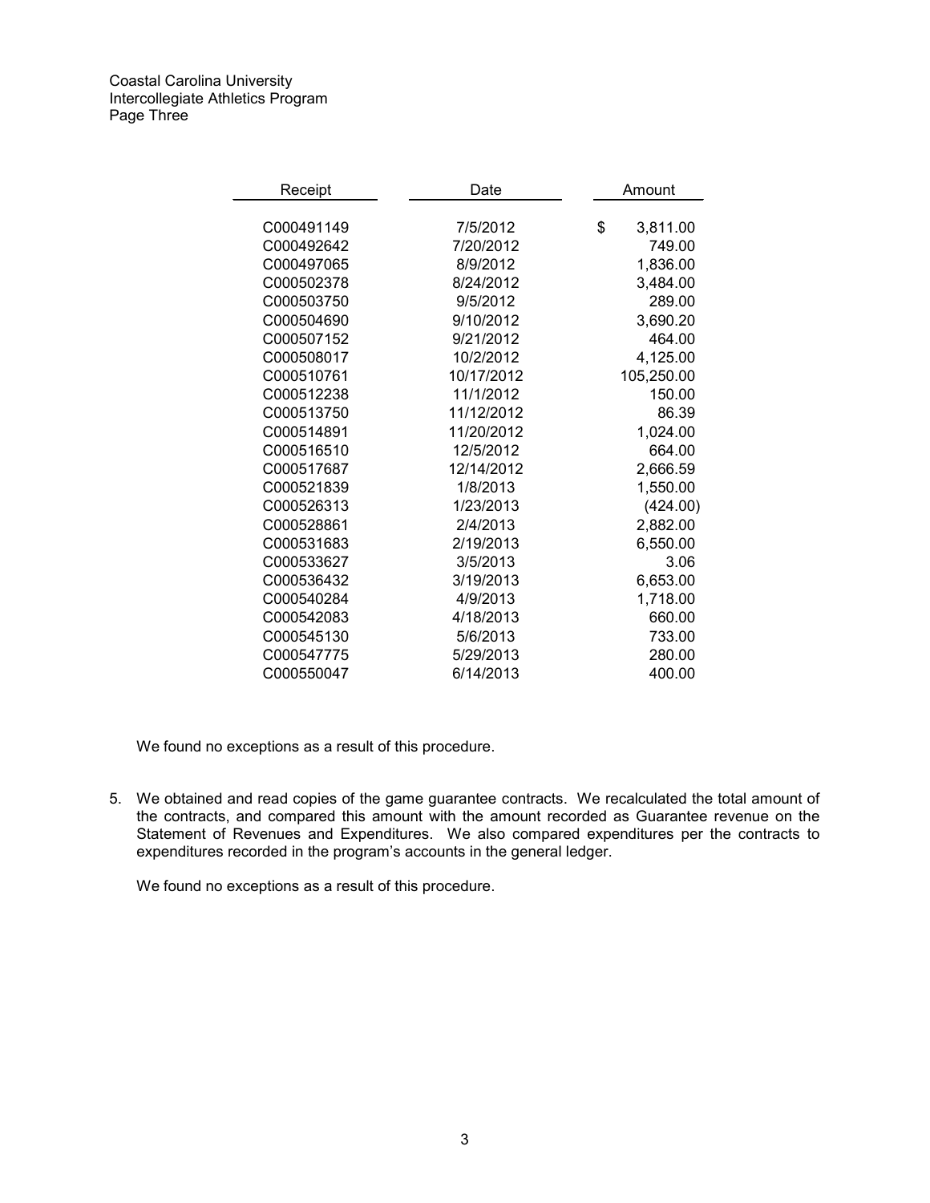| Receipt | Date | Amount |
|---|---|---|
| C000491149 | 7/5/2012 | $ 3,811.00 |
| C000492642 | 7/20/2012 | 749.00 |
| C000497065 | 8/9/2012 | 1,836.00 |
| C000502378 | 8/24/2012 | 3,484.00 |
| C000503750 | 9/5/2012 | 289.00 |
| C000504690 | 9/10/2012 | 3,690.20 |
| C000507152 | 9/21/2012 | 464.00 |
| C000508017 | 10/2/2012 | 4,125.00 |
| C000510761 | 10/17/2012 | 105,250.00 |
| C000512238 | 11/1/2012 | 150.00 |
| C000513750 | 11/12/2012 | 86.39 |
| C000514891 | 11/20/2012 | 1,024.00 |
| C000516510 | 12/5/2012 | 664.00 |
| C000517687 | 12/14/2012 | 2,666.59 |
| C000521839 | 1/8/2013 | 1,550.00 |
| C000526313 | 1/23/2013 | (424.00) |
| C000528861 | 2/4/2013 | 2,882.00 |
| C000531683 | 2/19/2013 | 6,550.00 |
| C000533627 | 3/5/2013 | 3.06 |
| C000536432 | 3/19/2013 | 6,653.00 |
| C000540284 | 4/9/2013 | 1,718.00 |
| C000542083 | 4/18/2013 | 660.00 |
| C000545130 | 5/6/2013 | 733.00 |
| C000547775 | 5/29/2013 | 280.00 |
| C000550047 | 6/14/2013 | 400.00 |

We found no exceptions as a result of this procedure.

5. We obtained and read copies of the game guarantee contracts. We recalculated the total amount of the contracts, and compared this amount with the amount recorded as Guarantee revenue on the Statement of Revenues and Expenditures. We also compared expenditures per the contracts to expenditures recorded in the program's accounts in the general ledger.

   We found no exceptions as a result of this procedure.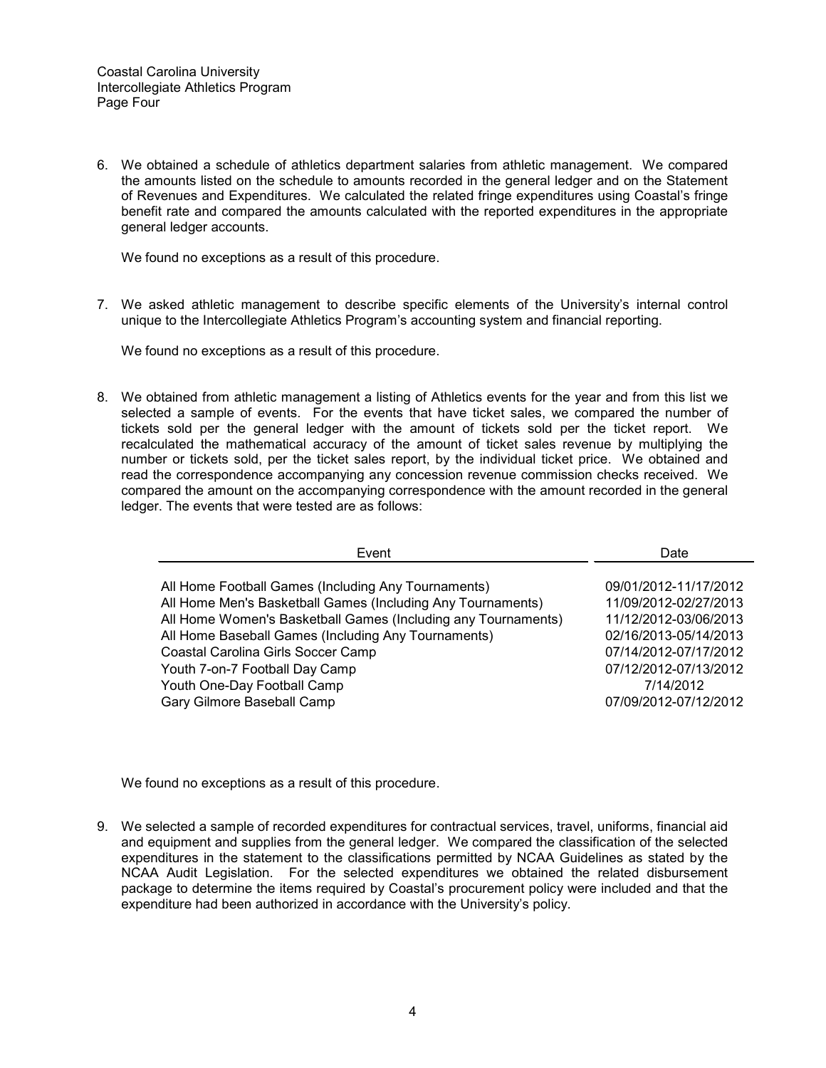6. We obtained a schedule of athletics department salaries from athletic management. We compared the amounts listed on the schedule to amounts recorded in the general ledger and on the Statement of Revenues and Expenditures. We calculated the related fringe expenditures using Coastal's fringe benefit rate and compared the amounts calculated with the reported expenditures in the appropriate general ledger accounts.

   We found no exceptions as a result of this procedure.

7. We asked athletic management to describe specific elements of the University's internal control unique to the Intercollegiate Athletics Program's accounting system and financial reporting.

   We found no exceptions as a result of this procedure.

8. We obtained from athletic management a listing of Athletics events for the year and from this list we selected a sample of events. For the events that have ticket sales, we compared the number of tickets sold per the general ledger with the amount of tickets sold per the ticket report. We recalculated the mathematical accuracy of the amount of ticket sales revenue by multiplying the number or tickets sold, per the ticket sales report, by the individual ticket price. We obtained and read the correspondence accompanying any concession revenue commission checks received. We compared the amount on the accompanying correspondence with the amount recorded in the general ledger. The events that were tested are as follows:

| Event | Date |
|---|---|
| All Home Football Games (Including Any Tournaments) | 09/01/2012-11/17/2012 |
| All Home Men's Basketball Games (Including Any Tournaments) | 11/09/2012-02/27/2013 |
| All Home Women's Basketball Games (Including any Tournaments) | 11/12/2012-03/06/2013 |
| All Home Baseball Games (Including Any Tournaments) | 02/16/2013-05/14/2013 |
| Coastal Carolina Girls Soccer Camp | 07/14/2012-07/17/2012 |
| Youth 7-on-7 Football Day Camp | 07/12/2012-07/13/2012 |
| Youth One-Day Football Camp | 7/14/2012 |
| Gary Gilmore Baseball Camp | 07/09/2012-07/12/2012 |

   We found no exceptions as a result of this procedure.

9. We selected a sample of recorded expenditures for contractual services, travel, uniforms, financial aid and equipment and supplies from the general ledger. We compared the classification of the selected expenditures in the statement to the classifications permitted by NCAA Guidelines as stated by the NCAA Audit Legislation. For the selected expenditures we obtained the related disbursement package to determine the items required by Coastal's procurement policy were included and that the expenditure had been authorized in accordance with the University's policy.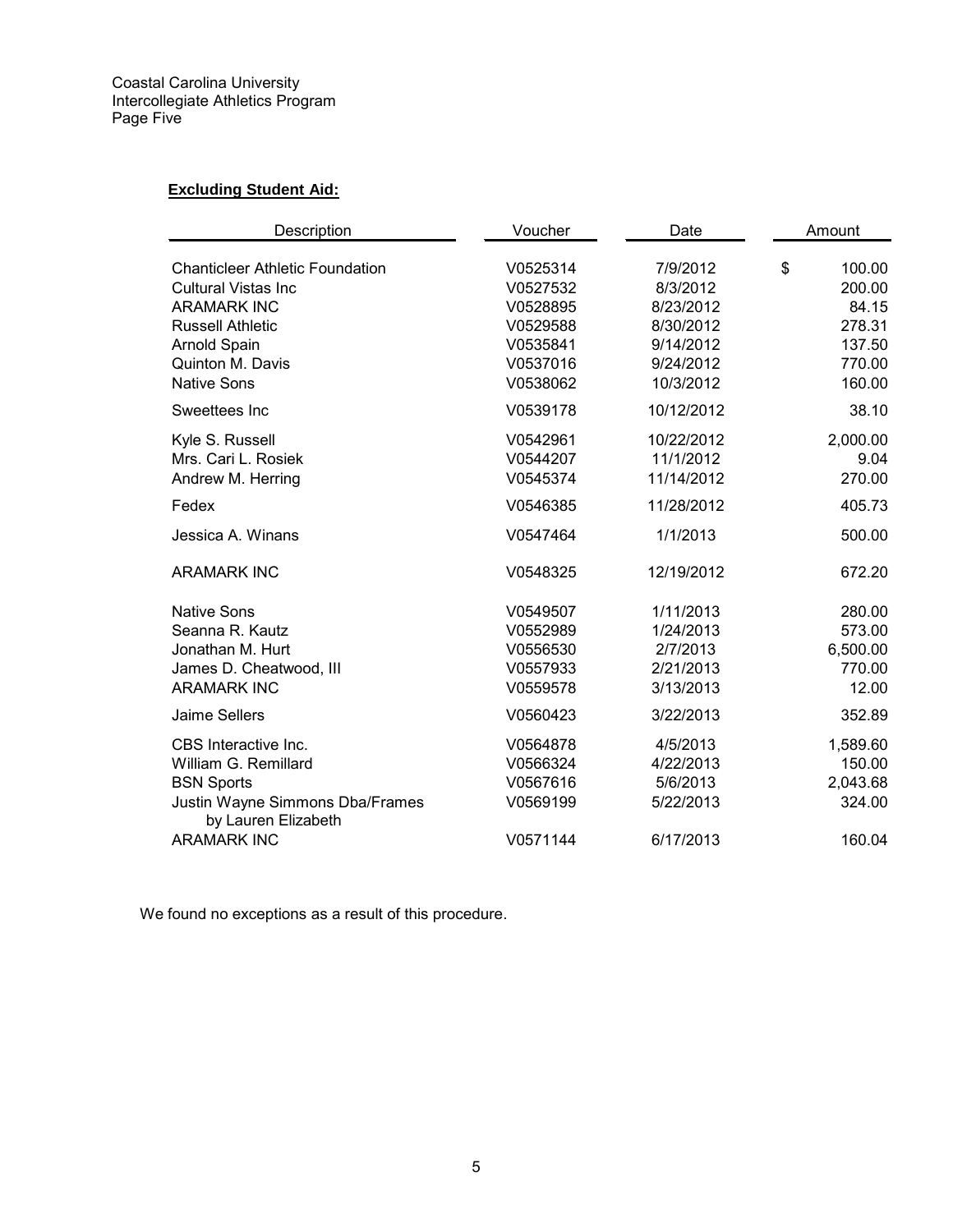**Excluding Student Aid:**

| Description | Voucher | Date | Amount |
|---|---|---|---|
| Chanticleer Athletic Foundation | V0525314 | 7/9/2012 | $ 100.00 |
| Cultural Vistas Inc | V0527532 | 8/3/2012 | 200.00 |
| ARAMARK INC | V0528895 | 8/23/2012 | 84.15 |
| Russell Athletic | V0529588 | 8/30/2012 | 278.31 |
| Arnold Spain | V0535841 | 9/14/2012 | 137.50 |
| Quinton M. Davis | V0537016 | 9/24/2012 | 770.00 |
| Native Sons | V0538062 | 10/3/2012 | 160.00 |
| Sweettees Inc | V0539178 | 10/12/2012 | 38.10 |
| Kyle S. Russell | V0542961 | 10/22/2012 | 2,000.00 |
| Mrs. Cari L. Rosiek | V0544207 | 11/1/2012 | 9.04 |
| Andrew M. Herring | V0545374 | 11/14/2012 | 270.00 |
| Fedex | V0546385 | 11/28/2012 | 405.73 |
| Jessica A. Winans | V0547464 | 1/1/2013 | 500.00 |
| ARAMARK INC | V0548325 | 12/19/2012 | 672.20 |
| Native Sons | V0549507 | 1/11/2013 | 280.00 |
| Seanna R. Kautz | V0552989 | 1/24/2013 | 573.00 |
| Jonathan M. Hurt | V0556530 | 2/7/2013 | 6,500.00 |
| James D. Cheatwood, III | V0557933 | 2/21/2013 | 770.00 |
| ARAMARK INC | V0559578 | 3/13/2013 | 12.00 |
| Jaime Sellers | V0560423 | 3/22/2013 | 352.89 |
| CBS Interactive Inc. | V0564878 | 4/5/2013 | 1,589.60 |
| William G. Remillard | V0566324 | 4/22/2013 | 150.00 |
| BSN Sports | V0567616 | 5/6/2013 | 2,043.68 |
| Justin Wayne Simmons Dba/Frames by Lauren Elizabeth | V0569199 | 5/22/2013 | 324.00 |
| ARAMARK INC | V0571144 | 6/17/2013 | 160.04 |

We found no exceptions as a result of this procedure.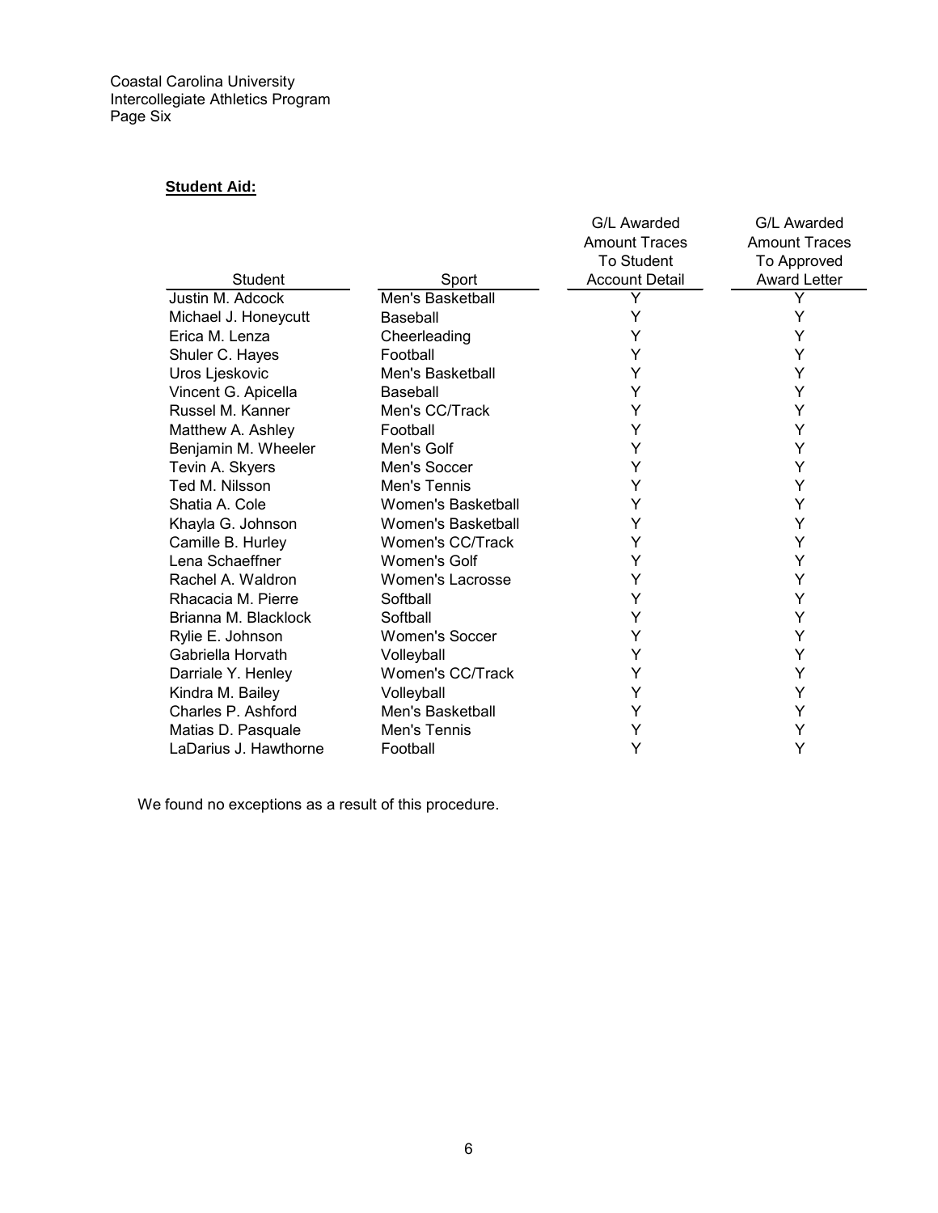**Student Aid:**

| Student | Sport | G/L Awarded Amount Traces To Student Account Detail | G/L Awarded Amount Traces To Approved Award Letter |
|---|---|---|---|
| Justin M. Adcock | Men's Basketball | Y | Y |
| Michael J. Honeycutt | Baseball | Y | Y |
| Erica M. Lenza | Cheerleading | Y | Y |
| Shuler C. Hayes | Football | Y | Y |
| Uros Ljeskovic | Men's Basketball | Y | Y |
| Vincent G. Apicella | Baseball | Y | Y |
| Russel M. Kanner | Men's CC/Track | Y | Y |
| Matthew A. Ashley | Football | Y | Y |
| Benjamin M. Wheeler | Men's Golf | Y | Y |
| Tevin A. Skyers | Men's Soccer | Y | Y |
| Ted M. Nilsson | Men's Tennis | Y | Y |
| Shatia A. Cole | Women's Basketball | Y | Y |
| Khayla G. Johnson | Women's Basketball | Y | Y |
| Camille B. Hurley | Women's CC/Track | Y | Y |
| Lena Schaeffner | Women's Golf | Y | Y |
| Rachel A. Waldron | Women's Lacrosse | Y | Y |
| Rhacacia M. Pierre | Softball | Y | Y |
| Brianna M. Blacklock | Softball | Y | Y |
| Rylie E. Johnson | Women's Soccer | Y | Y |
| Gabriella Horvath | Volleyball | Y | Y |
| Darriale Y. Henley | Women's CC/Track | Y | Y |
| Kindra M. Bailey | Volleyball | Y | Y |
| Charles P. Ashford | Men's Basketball | Y | Y |
| Matias D. Pasquale | Men's Tennis | Y | Y |
| LaDarius J. Hawthorne | Football | Y | Y |

We found no exceptions as a result of this procedure.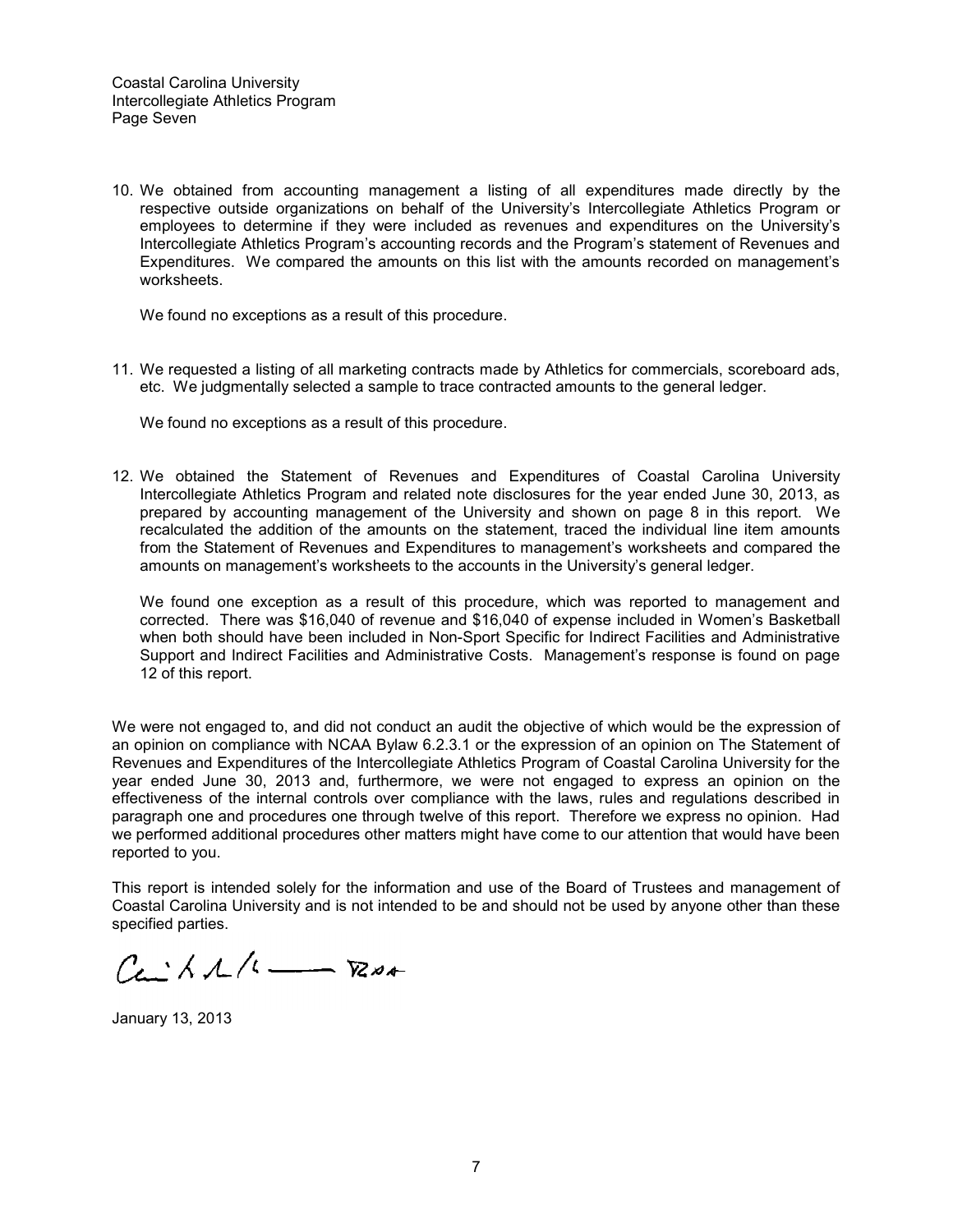Coastal Carolina University
Intercollegiate Athletics Program
Page Seven

10. We obtained from accounting management a listing of all expenditures made directly by the respective outside organizations on behalf of the University's Intercollegiate Athletics Program or employees to determine if they were included as revenues and expenditures on the University's Intercollegiate Athletics Program's accounting records and the Program's statement of Revenues and Expenditures. We compared the amounts on this list with the amounts recorded on management's worksheets.

    We found no exceptions as a result of this procedure.

11. We requested a listing of all marketing contracts made by Athletics for commercials, scoreboard ads, etc. We judgmentally selected a sample to trace contracted amounts to the general ledger.

    We found no exceptions as a result of this procedure.

12. We obtained the Statement of Revenues and Expenditures of Coastal Carolina University Intercollegiate Athletics Program and related note disclosures for the year ended June 30, 2013, as prepared by accounting management of the University and shown on page 8 in this report. We recalculated the addition of the amounts on the statement, traced the individual line item amounts from the Statement of Revenues and Expenditures to management's worksheets and compared the amounts on management's worksheets to the accounts in the University's general ledger.

    We found one exception as a result of this procedure, which was reported to management and corrected. There was $16,040 of revenue and $16,040 of expense included in Women's Basketball when both should have been included in Non-Sport Specific for Indirect Facilities and Administrative Support and Indirect Facilities and Administrative Costs. Management's response is found on page 12 of this report.

We were not engaged to, and did not conduct an audit the objective of which would be the expression of an opinion on compliance with NCAA Bylaw 6.2.3.1 or the expression of an opinion on The Statement of Revenues and Expenditures of the Intercollegiate Athletics Program of Coastal Carolina University for the year ended June 30, 2013 and, furthermore, we were not engaged to express an opinion on the effectiveness of the internal controls over compliance with the laws, rules and regulations described in paragraph one and procedures one through twelve of this report. Therefore we express no opinion. Had we performed additional procedures other matters might have come to our attention that would have been reported to you.

This report is intended solely for the information and use of the Board of Trustees and management of Coastal Carolina University and is not intended to be and should not be used by anyone other than these specified parties.

January 13, 2013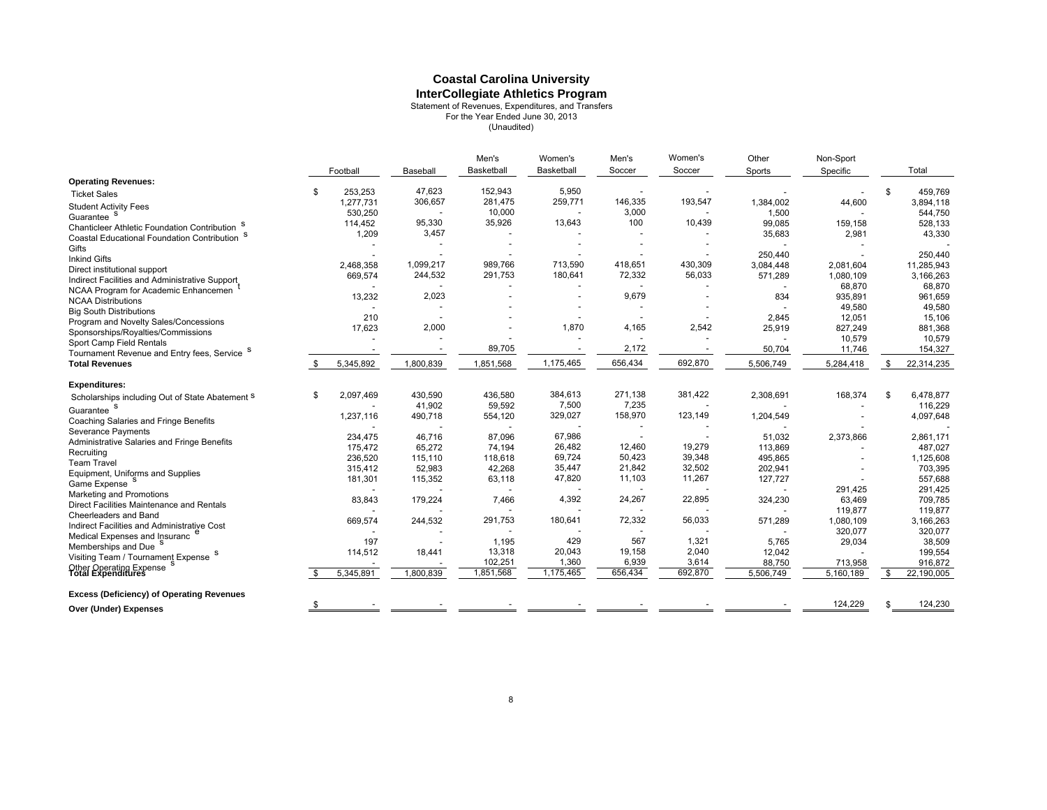# Coastal Carolina University

## InterCollegiate Athletics Program

Statement of Revenues, Expenditures, and Transfers
For the Year Ended June 30, 2013
(Unaudited)

| | Football | Baseball | Men's Basketball | Women's Basketball | Men's Soccer | Women's Soccer | Other Sports | Non-Sport Specific | Total |
|---|---|---|---|---|---|---|---|---|---|
| **Operating Revenues:** | | | | | | | | | |
| Ticket Sales | $ 253,253 | 47,623 | 152,943 | 5,950 | - | - | - | - | $ 459,769 |
| Student Activity Fees | 1,277,731 | 306,657 | 281,475 | 259,771 | 146,335 | 193,547 | 1,384,002 | 44,600 | 3,894,118 |
| Guarantees | 530,250 | - | 10,000 | - | 3,000 | - | 1,500 | - | 544,750 |
| Chanticleer Athletic Foundation Contributions | 114,452 | 95,330 | 35,926 | 13,643 | 100 | 10,439 | 99,085 | 159,158 | 528,133 |
| Coastal Educational Foundation Contributions | 1,209 | 3,457 | - | - | - | - | 35,683 | 2,981 | 43,330 |
| Gifts | - | - | - | - | - | - | - | - | - |
| Inkind Gifts | - | - | - | - | - | - | 250,440 | - | 250,440 |
| Direct institutional support | 2,468,358 | 1,099,217 | 989,766 | 713,590 | 418,651 | 430,309 | 3,084,448 | 2,081,604 | 11,285,943 |
| Indirect Facilities and Administrative Support | 669,574 | 244,532 | 291,753 | 180,641 | 72,332 | 56,033 | 571,289 | 1,080,109 | 3,166,263 |
| NCAA Program for Academic Enhancement | - | - | - | - | - | - | - | 68,870 | 68,870 |
| NCAA Distributions | 13,232 | 2,023 | - | - | 9,679 | - | 834 | 935,891 | 961,659 |
| Big South Distributions | - | - | - | - | - | - | - | 49,580 | 49,580 |
| Program and Novelty Sales/Concessions | 210 | - | - | - | - | - | 2,845 | 12,051 | 15,106 |
| Sponsorships/Royalties/Commissions | 17,623 | 2,000 | - | 1,870 | 4,165 | 2,542 | 25,919 | 827,249 | 881,368 |
| Sport Camp Field Rentals | - | - | - | - | - | - | - | 10,579 | 10,579 |
| Tournament Revenue and Entry fees, Services | - | - | 89,705 | - | 2,172 | - | 50,704 | 11,746 | 154,327 |
| **Total Revenues** | $ 5,345,892 | 1,800,839 | 1,851,568 | 1,175,465 | 656,434 | 692,870 | 5,506,749 | 5,284,418 | $ 22,314,235 |
| **Expenditures:** | | | | | | | | | |
| Scholarships including Out of State Abatements | $ 2,097,469 | 430,590 | 436,580 | 384,613 | 271,138 | 381,422 | 2,308,691 | 168,374 | $ 6,478,877 |
| Guarantees | - | 41,902 | 59,592 | 7,500 | 7,235 | - | - | - | 116,229 |
| Coaching Salaries and Fringe Benefits | 1,237,116 | 490,718 | 554,120 | 329,027 | 158,970 | 123,149 | 1,204,549 | - | 4,097,648 |
| Severance Payments | - | - | - | - | - | - | - | - | - |
| Administrative Salaries and Fringe Benefits | 234,475 | 46,716 | 87,096 | 67,986 | - | - | 51,032 | 2,373,866 | 2,861,171 |
| Recruiting | 175,472 | 65,272 | 74,194 | 26,482 | 12,460 | 19,279 | 113,869 | - | 487,027 |
| Team Travel | 236,520 | 115,110 | 118,618 | 69,724 | 50,423 | 39,348 | 495,865 | - | 1,125,608 |
| Equipment, Uniforms and Supplies | 315,412 | 52,983 | 42,268 | 35,447 | 21,842 | 32,502 | 202,941 | - | 703,395 |
| Game Expenses | 181,301 | 115,352 | 63,118 | 47,820 | 11,103 | 11,267 | 127,727 | - | 557,688 |
| Marketing and Promotions | - | - | - | - | - | - | - | 291,425 | 291,425 |
| Direct Facilities Maintenance and Rentals | 83,843 | 179,224 | 7,466 | 4,392 | 24,267 | 22,895 | 324,230 | 63,469 | 709,785 |
| Cheerleaders and Band | - | - | - | - | - | - | - | 119,877 | 119,877 |
| Indirect Facilities and Administrative Cost | 669,574 | 244,532 | 291,753 | 180,641 | 72,332 | 56,033 | 571,289 | 1,080,109 | 3,166,263 |
| Medical Expenses and Insurance | - | - | - | - | - | - | - | 320,077 | 320,077 |
| Memberships and Dues | 197 | - | 1,195 | 429 | 567 | 1,321 | 5,765 | 29,034 | 38,509 |
| Visiting Team / Tournament Expenses | 114,512 | 18,441 | 13,318 | 20,043 | 19,158 | 2,040 | 12,042 | - | 199,554 |
| Other Operating Expenses | - | - | 102,251 | 1,360 | 6,939 | 3,614 | 88,750 | 713,958 | 916,872 |
| **Total Expenditures** | $ 5,345,891 | 1,800,839 | 1,851,568 | 1,175,465 | 656,434 | 692,870 | 5,506,749 | 5,160,189 | $ 22,190,005 |
| **Excess (Deficiency) of Operating Revenues Over (Under) Expenses** | $ - | - | - | - | - | - | - | 124,229 | $ 124,230 |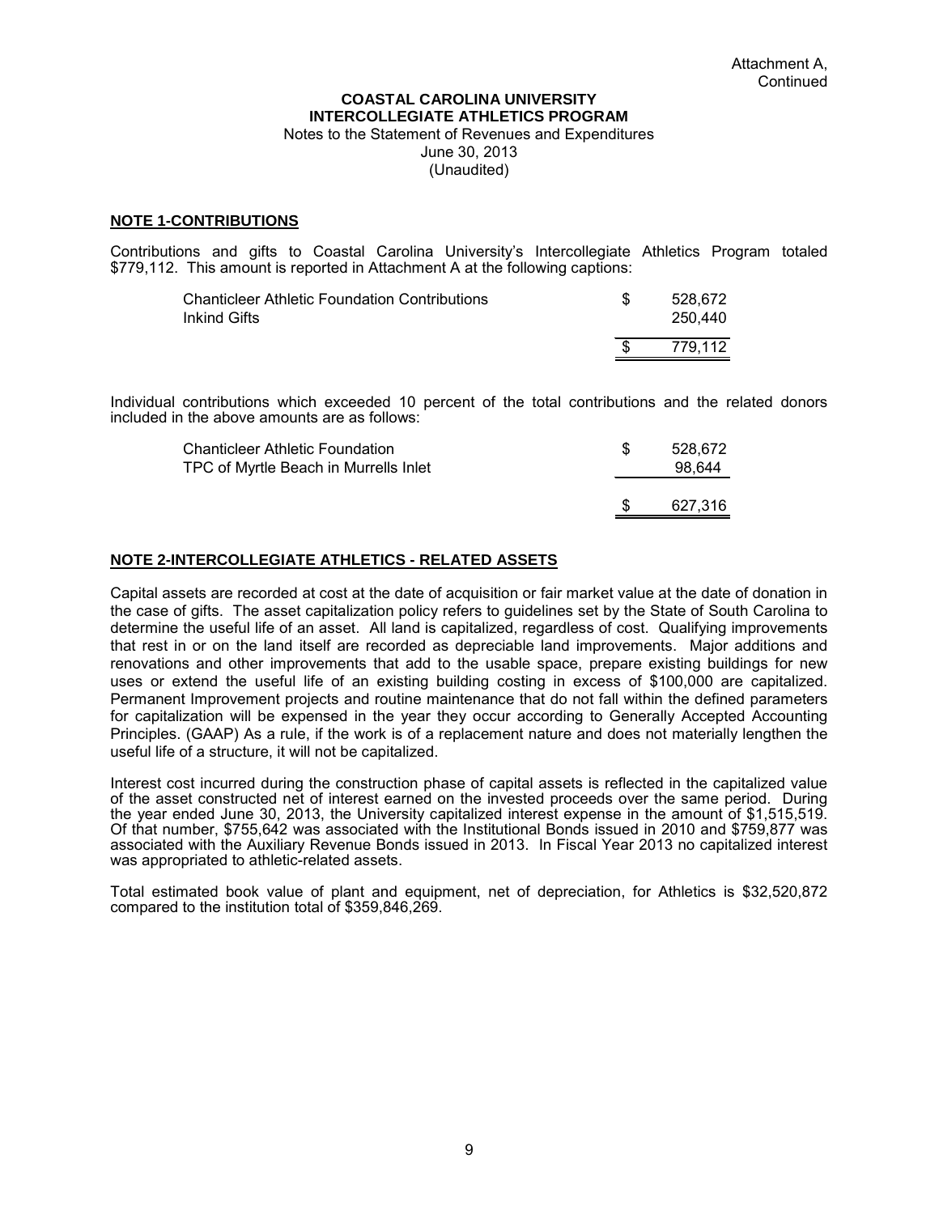Attachment A, Continued

**COASTAL CAROLINA UNIVERSITY**
**INTERCOLLEGIATE ATHLETICS PROGRAM**
Notes to the Statement of Revenues and Expenditures
June 30, 2013
(Unaudited)

## NOTE 1-CONTRIBUTIONS

Contributions and gifts to Coastal Carolina University's Intercollegiate Athletics Program totaled \$779,112. This amount is reported in Attachment A at the following captions:

| | | |
|---|---|---|
| Chanticleer Athletic Foundation Contributions | \$ | 528,672 |
| Inkind Gifts | | 250,440 |
| | \$ | 779,112 |

Individual contributions which exceeded 10 percent of the total contributions and the related donors included in the above amounts are as follows:

| | | |
|---|---|---|
| Chanticleer Athletic Foundation | \$ | 528,672 |
| TPC of Myrtle Beach in Murrells Inlet | | 98,644 |
| | \$ | 627,316 |

## NOTE 2-INTERCOLLEGIATE ATHLETICS - RELATED ASSETS

Capital assets are recorded at cost at the date of acquisition or fair market value at the date of donation in the case of gifts. The asset capitalization policy refers to guidelines set by the State of South Carolina to determine the useful life of an asset. All land is capitalized, regardless of cost. Qualifying improvements that rest in or on the land itself are recorded as depreciable land improvements. Major additions and renovations and other improvements that add to the usable space, prepare existing buildings for new uses or extend the useful life of an existing building costing in excess of \$100,000 are capitalized. Permanent Improvement projects and routine maintenance that do not fall within the defined parameters for capitalization will be expensed in the year they occur according to Generally Accepted Accounting Principles. (GAAP) As a rule, if the work is of a replacement nature and does not materially lengthen the useful life of a structure, it will not be capitalized.

Interest cost incurred during the construction phase of capital assets is reflected in the capitalized value of the asset constructed net of interest earned on the invested proceeds over the same period. During the year ended June 30, 2013, the University capitalized interest expense in the amount of \$1,515,519. Of that number, \$755,642 was associated with the Institutional Bonds issued in 2010 and \$759,877 was associated with the Auxiliary Revenue Bonds issued in 2013. In Fiscal Year 2013 no capitalized interest was appropriated to athletic-related assets.

Total estimated book value of plant and equipment, net of depreciation, for Athletics is \$32,520,872 compared to the institution total of \$359,846,269.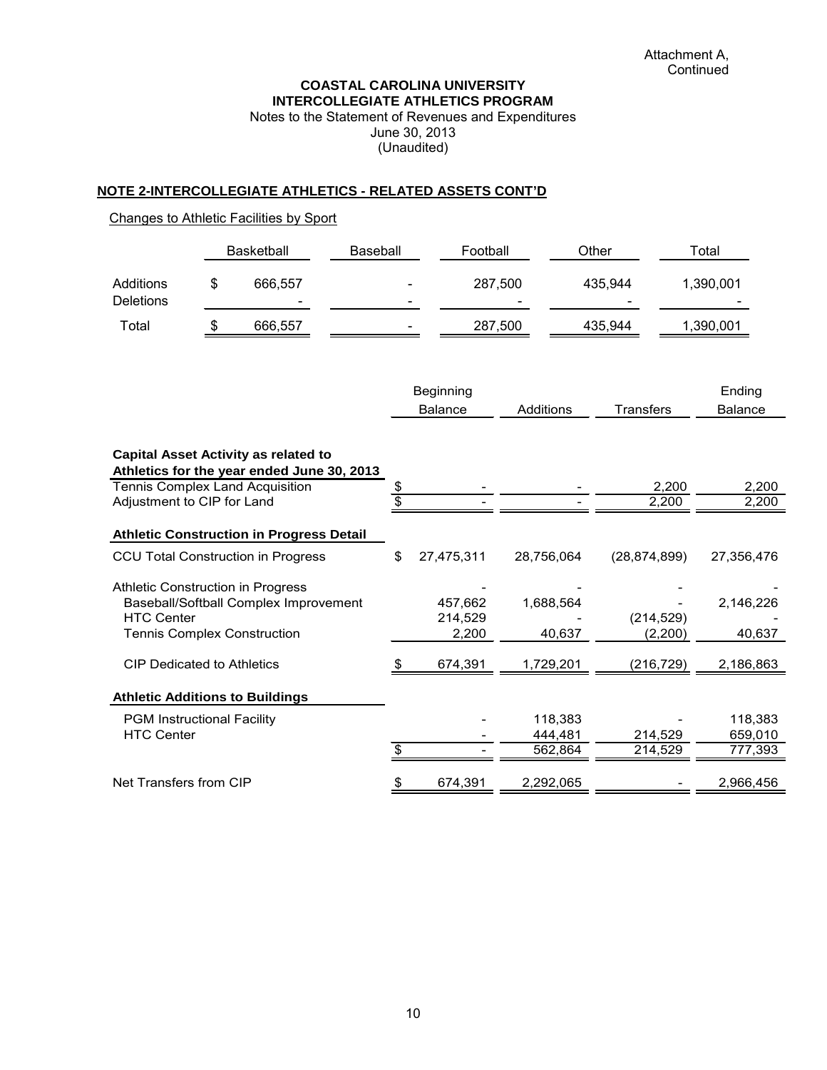Attachment A, Continued

**COASTAL CAROLINA UNIVERSITY**
**INTERCOLLEGIATE ATHLETICS PROGRAM**
Notes to the Statement of Revenues and Expenditures
June 30, 2013
(Unaudited)

**NOTE 2-INTERCOLLEGIATE ATHLETICS - RELATED ASSETS CONT'D**

Changes to Athletic Facilities by Sport

| | Basketball | Baseball | Football | Other | Total |
|---|---|---|---|---|---|
| Additions | $ 666,557 | - | 287,500 | 435,944 | 1,390,001 |
| Deletions | - | - | - | - | - |
| Total | $ 666,557 | - | 287,500 | 435,944 | 1,390,001 |

| | Beginning Balance | Additions | Transfers | Ending Balance |
|---|---|---|---|---|
| **Capital Asset Activity as related to Athletics for the year ended June 30, 2013** | | | | |
| Tennis Complex Land Acquisition | $ - | - | 2,200 | 2,200 |
| Adjustment to CIP for Land | $ - | - | 2,200 | 2,200 |
| **Athletic Construction in Progress Detail** | | | | |
| CCU Total Construction in Progress | $ 27,475,311 | 28,756,064 | (28,874,899) | 27,356,476 |
| Athletic Construction in Progress | - | - | - | - |
| Baseball/Softball Complex Improvement | 457,662 | 1,688,564 | - | 2,146,226 |
| HTC Center | 214,529 | - | (214,529) | - |
| Tennis Complex Construction | 2,200 | 40,637 | (2,200) | 40,637 |
| CIP Dedicated to Athletics | $ 674,391 | 1,729,201 | (216,729) | 2,186,863 |
| **Athletic Additions to Buildings** | | | | |
| PGM Instructional Facility | - | 118,383 | - | 118,383 |
| HTC Center | - | 444,481 | 214,529 | 659,010 |
| | $ - | 562,864 | 214,529 | 777,393 |
| Net Transfers from CIP | $ 674,391 | 2,292,065 | - | 2,966,456 |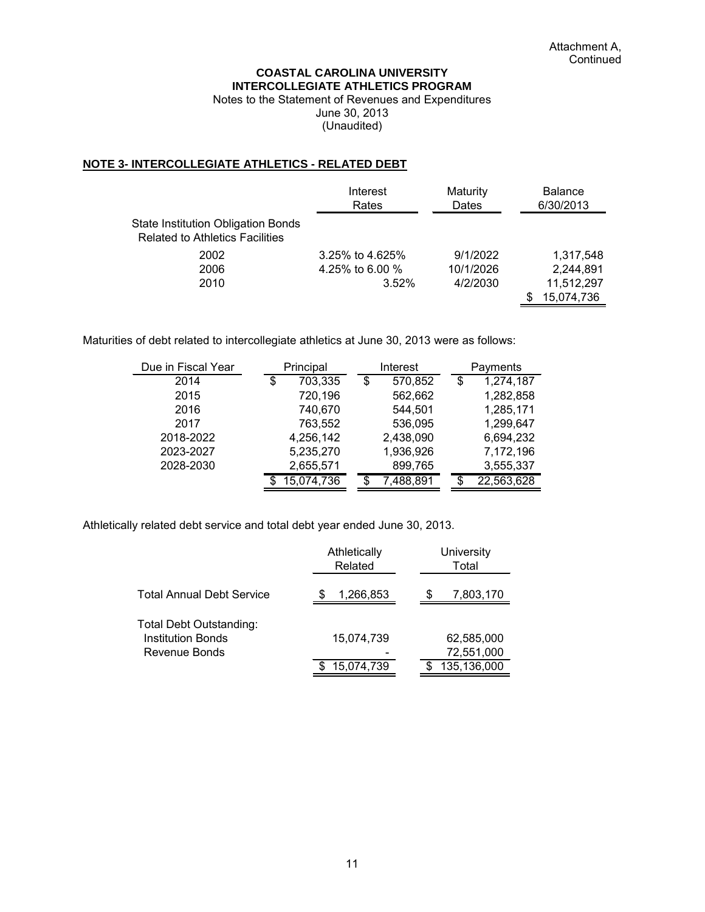Attachment A, Continued

**COASTAL CAROLINA UNIVERSITY**
**INTERCOLLEGIATE ATHLETICS PROGRAM**
Notes to the Statement of Revenues and Expenditures
June 30, 2013
(Unaudited)

## NOTE 3- INTERCOLLEGIATE ATHLETICS - RELATED DEBT

| | Interest Rates | Maturity Dates | Balance 6/30/2013 |
|---|---|---|---|
| State Institution Obligation Bonds Related to Athletics Facilities | | | |
| 2002 | 3.25% to 4.625% | 9/1/2022 | 1,317,548 |
| 2006 | 4.25% to 6.00 % | 10/1/2026 | 2,244,891 |
| 2010 | 3.52% | 4/2/2030 | 11,512,297 |
| | | | $ 15,074,736 |

Maturities of debt related to intercollegiate athletics at June 30, 2013 were as follows:

| Due in Fiscal Year | Principal | Interest | Payments |
|---|---|---|---|
| 2014 | $ 703,335 | $ 570,852 | $ 1,274,187 |
| 2015 | 720,196 | 562,662 | 1,282,858 |
| 2016 | 740,670 | 544,501 | 1,285,171 |
| 2017 | 763,552 | 536,095 | 1,299,647 |
| 2018-2022 | 4,256,142 | 2,438,090 | 6,694,232 |
| 2023-2027 | 5,235,270 | 1,936,926 | 7,172,196 |
| 2028-2030 | 2,655,571 | 899,765 | 3,555,337 |
| | $ 15,074,736 | $ 7,488,891 | $ 22,563,628 |

Athletically related debt service and total debt year ended June 30, 2013.

| | Athletically Related | University Total |
|---|---|---|
| Total Annual Debt Service | $ 1,266,853 | $ 7,803,170 |
| Total Debt Outstanding: | | |
| Institution Bonds | 15,074,739 | 62,585,000 |
| Revenue Bonds | - | 72,551,000 |
| | $ 15,074,739 | $ 135,136,000 |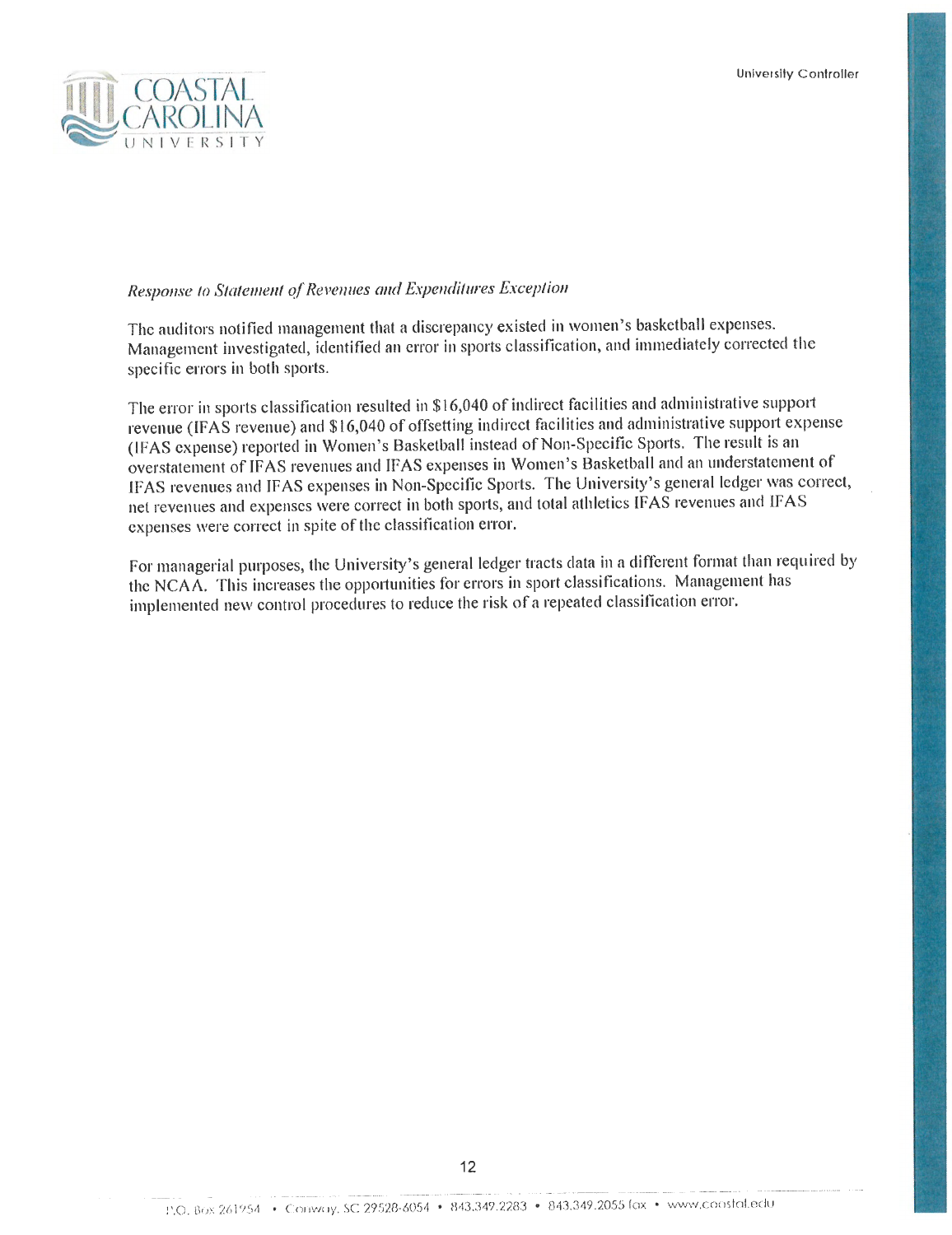COASTAL CAROLINA UNIVERSITY

University Controller

*Response to Statement of Revenues and Expenditures Exception*

The auditors notified management that a discrepancy existed in women's basketball expenses. Management investigated, identified an error in sports classification, and immediately corrected the specific errors in both sports.

The error in sports classification resulted in $16,040 of indirect facilities and administrative support revenue (IFAS revenue) and $16,040 of offsetting indirect facilities and administrative support expense (IFAS expense) reported in Women's Basketball instead of Non-Specific Sports. The result is an overstatement of IFAS revenues and IFAS expenses in Women's Basketball and an understatement of IFAS revenues and IFAS expenses in Non-Specific Sports. The University's general ledger was correct, net revenues and expenses were correct in both sports, and total athletics IFAS revenues and IFAS expenses were correct in spite of the classification error.

For managerial purposes, the University's general ledger tracts data in a different format than required by the NCAA. This increases the opportunities for errors in sport classifications. Management has implemented new control procedures to reduce the risk of a repeated classification error.

P.O. Box 261954 • Conway, SC 29528-6054 • 843.349.2283 • 843.349.2055 fax • www.coastal.edu